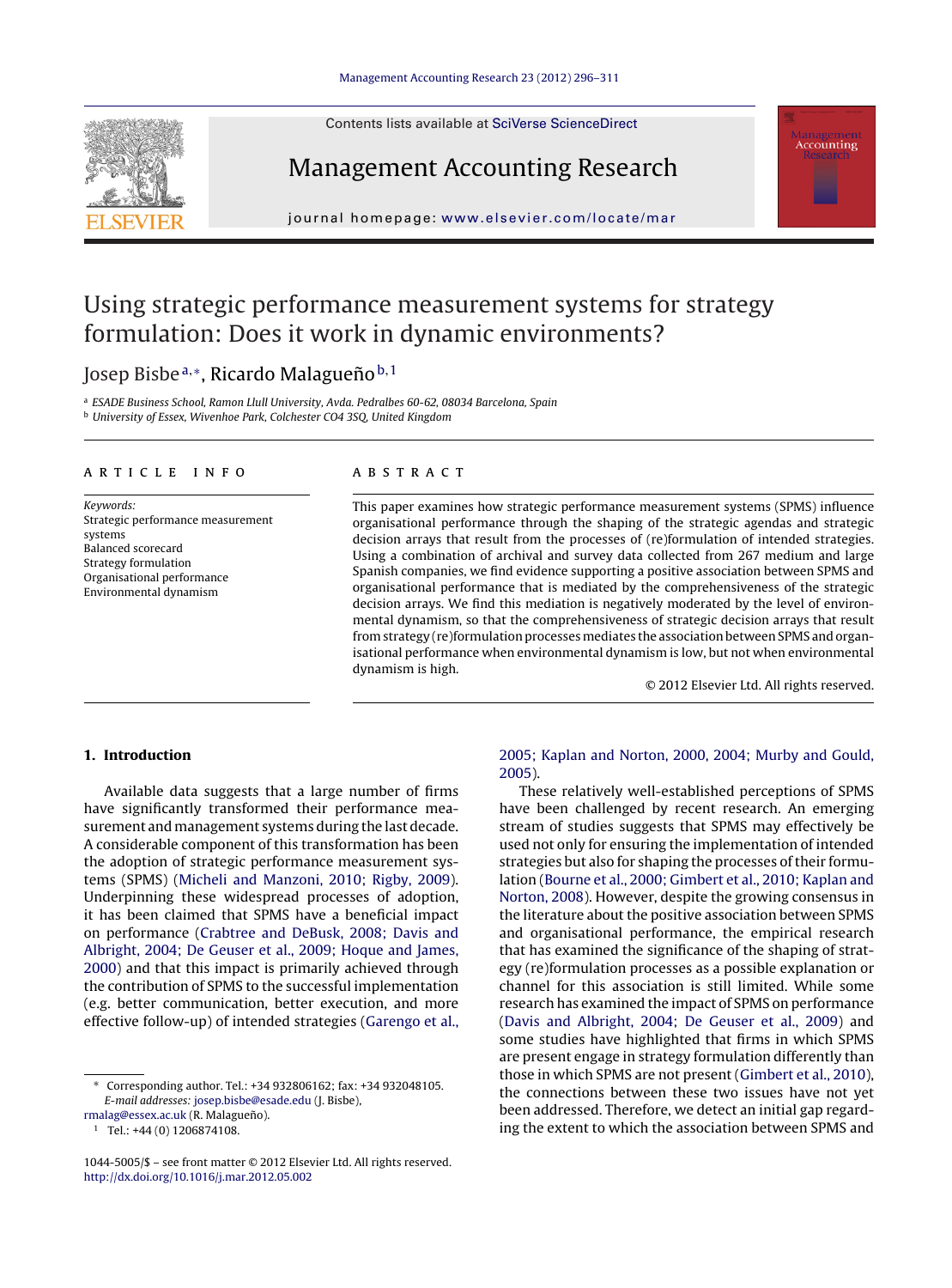# Using strategic performance measurement systems for strategy formulation: Does it work in dynamic environments?

Josep Bisbe[a,*], Ricardo Malagueño[b,1]

[a] ESADE Business School, Ramon Llull University, Avda. Pedralbes 60-62, 08034 Barcelona, Spain
[b] University of Essex, Wivenhoe Park, Colchester CO4 3SQ, United Kingdom

**ARTICLE INFO**

*Keywords:*
Strategic performance measurement systems
Balanced scorecard
Strategy formulation
Organisational performance
Environmental dynamism

**ABSTRACT**

This paper examines how strategic performance measurement systems (SPMS) influence organisational performance through the shaping of the strategic agendas and strategic decision arrays that result from the processes of (re)formulation of intended strategies. Using a combination of archival and survey data collected from 267 medium and large Spanish companies, we find evidence supporting a positive association between SPMS and organisational performance that is mediated by the comprehensiveness of the strategic decision arrays. We find this mediation is negatively moderated by the level of environmental dynamism, so that the comprehensiveness of strategic decision arrays that result from strategy (re)formulation processes mediates the association between SPMS and organisational performance when environmental dynamism is low, but not when environmental dynamism is high.

© 2012 Elsevier Ltd. All rights reserved.

## 1. Introduction

Available data suggests that a large number of firms have significantly transformed their performance measurement and management systems during the last decade. A considerable component of this transformation has been the adoption of strategic performance measurement systems (SPMS) (Micheli and Manzoni, 2010; Rigby, 2009). Underpinning these widespread processes of adoption, it has been claimed that SPMS have a beneficial impact on performance (Crabtree and DeBusk, 2008; Davis and Albright, 2004; De Geuser et al., 2009; Hoque and James, 2000) and that this impact is primarily achieved through the contribution of SPMS to the successful implementation (e.g. better communication, better execution, and more effective follow-up) of intended strategies (Garengo et al., 2005; Kaplan and Norton, 2000, 2004; Murby and Gould, 2005).

These relatively well-established perceptions of SPMS have been challenged by recent research. An emerging stream of studies suggests that SPMS may effectively be used not only for ensuring the implementation of intended strategies but also for shaping the processes of their formulation (Bourne et al., 2000; Gimbert et al., 2010; Kaplan and Norton, 2008). However, despite the growing consensus in the literature about the positive association between SPMS and organisational performance, the empirical research that has examined the significance of the shaping of strategy (re)formulation processes as a possible explanation or channel for this association is still limited. While some research has examined the impact of SPMS on performance (Davis and Albright, 2004; De Geuser et al., 2009) and some studies have highlighted that firms in which SPMS are present engage in strategy formulation differently than those in which SPMS are not present (Gimbert et al., 2010), the connections between these two issues have not yet been addressed. Therefore, we detect an initial gap regarding the extent to which the association between SPMS and

---

\* Corresponding author. Tel.: +34 932806162; fax: +34 932048105.
*E-mail addresses:* josep.bisbe@esade.edu (J. Bisbe), rmalag@essex.ac.uk (R. Malagueño).
[1] Tel.: +44 (0) 1206874108.

1044-5005/$ – see front matter © 2012 Elsevier Ltd. All rights reserved.
http://dx.doi.org/10.1016/j.mar.2012.05.002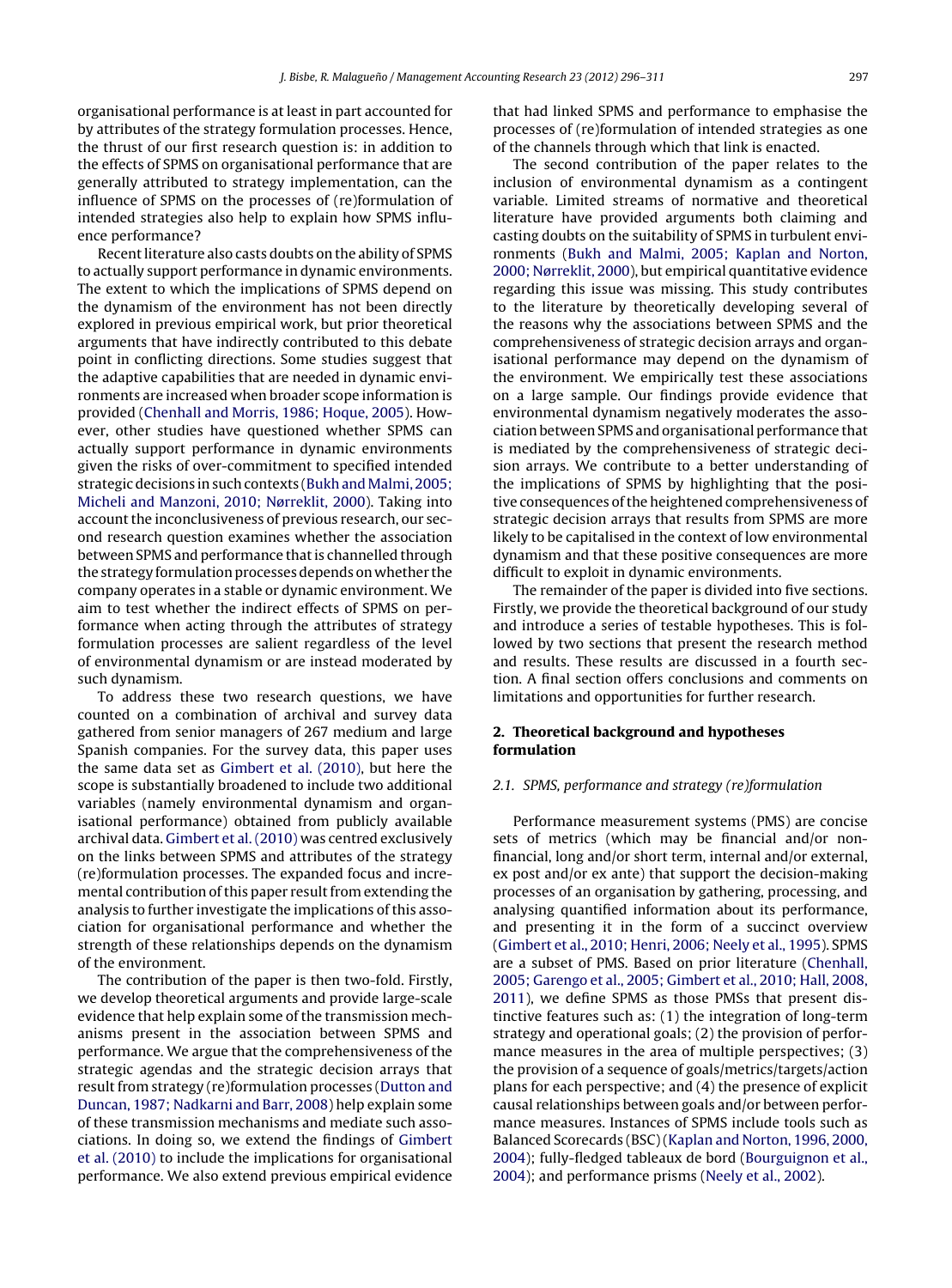organisational performance is at least in part accounted for by attributes of the strategy formulation processes. Hence, the thrust of our first research question is: in addition to the effects of SPMS on organisational performance that are generally attributed to strategy implementation, can the influence of SPMS on the processes of (re)formulation of intended strategies also help to explain how SPMS influence performance?

Recent literature also casts doubts on the ability of SPMS to actually support performance in dynamic environments. The extent to which the implications of SPMS depend on the dynamism of the environment has not been directly explored in previous empirical work, but prior theoretical arguments that have indirectly contributed to this debate point in conflicting directions. Some studies suggest that the adaptive capabilities that are needed in dynamic environments are increased when broader scope information is provided (Chenhall and Morris, 1986; Hoque, 2005). However, other studies have questioned whether SPMS can actually support performance in dynamic environments given the risks of over-commitment to specified intended strategic decisions in such contexts (Bukh and Malmi, 2005; Micheli and Manzoni, 2010; Nørreklit, 2000). Taking into account the inconclusiveness of previous research, our second research question examines whether the association between SPMS and performance that is channelled through the strategy formulation processes depends on whether the company operates in a stable or dynamic environment. We aim to test whether the indirect effects of SPMS on performance when acting through the attributes of strategy formulation processes are salient regardless of the level of environmental dynamism or are instead moderated by such dynamism.

To address these two research questions, we have counted on a combination of archival and survey data gathered from senior managers of 267 medium and large Spanish companies. For the survey data, this paper uses the same data set as Gimbert et al. (2010), but here the scope is substantially broadened to include two additional variables (namely environmental dynamism and organisational performance) obtained from publicly available archival data. Gimbert et al. (2010) was centred exclusively on the links between SPMS and attributes of the strategy (re)formulation processes. The expanded focus and incremental contribution of this paper result from extending the analysis to further investigate the implications of this association for organisational performance and whether the strength of these relationships depends on the dynamism of the environment.

The contribution of the paper is then two-fold. Firstly, we develop theoretical arguments and provide large-scale evidence that help explain some of the transmission mechanisms present in the association between SPMS and performance. We argue that the comprehensiveness of the strategic agendas and the strategic decision arrays that result from strategy (re)formulation processes (Dutton and Duncan, 1987; Nadkarni and Barr, 2008) help explain some of these transmission mechanisms and mediate such associations. In doing so, we extend the findings of Gimbert et al. (2010) to include the implications for organisational performance. We also extend previous empirical evidence that had linked SPMS and performance to emphasise the processes of (re)formulation of intended strategies as one of the channels through which that link is enacted.

The second contribution of the paper relates to the inclusion of environmental dynamism as a contingent variable. Limited streams of normative and theoretical literature have provided arguments both claiming and casting doubts on the suitability of SPMS in turbulent environments (Bukh and Malmi, 2005; Kaplan and Norton, 2000; Nørreklit, 2000), but empirical quantitative evidence regarding this issue was missing. This study contributes to the literature by theoretically developing several of the reasons why the associations between SPMS and the comprehensiveness of strategic decision arrays and organisational performance may depend on the dynamism of the environment. We empirically test these associations on a large sample. Our findings provide evidence that environmental dynamism negatively moderates the association between SPMS and organisational performance that is mediated by the comprehensiveness of strategic decision arrays. We contribute to a better understanding of the implications of SPMS by highlighting that the positive consequences of the heightened comprehensiveness of strategic decision arrays that results from SPMS are more likely to be capitalised in the context of low environmental dynamism and that these positive consequences are more difficult to exploit in dynamic environments.

The remainder of the paper is divided into five sections. Firstly, we provide the theoretical background of our study and introduce a series of testable hypotheses. This is followed by two sections that present the research method and results. These results are discussed in a fourth section. A final section offers conclusions and comments on limitations and opportunities for further research.

## 2. Theoretical background and hypotheses formulation

### 2.1. SPMS, performance and strategy (re)formulation

Performance measurement systems (PMS) are concise sets of metrics (which may be financial and/or non-financial, long and/or short term, internal and/or external, ex post and/or ex ante) that support the decision-making processes of an organisation by gathering, processing, and analysing quantified information about its performance, and presenting it in the form of a succinct overview (Gimbert et al., 2010; Henri, 2006; Neely et al., 1995). SPMS are a subset of PMS. Based on prior literature (Chenhall, 2005; Garengo et al., 2005; Gimbert et al., 2010; Hall, 2008, 2011), we define SPMS as those PMSs that present distinctive features such as: (1) the integration of long-term strategy and operational goals; (2) the provision of performance measures in the area of multiple perspectives; (3) the provision of a sequence of goals/metrics/targets/action plans for each perspective; and (4) the presence of explicit causal relationships between goals and/or between performance measures. Instances of SPMS include tools such as Balanced Scorecards (BSC) (Kaplan and Norton, 1996, 2000, 2004); fully-fledged tableaux de bord (Bourguignon et al., 2004); and performance prisms (Neely et al., 2002).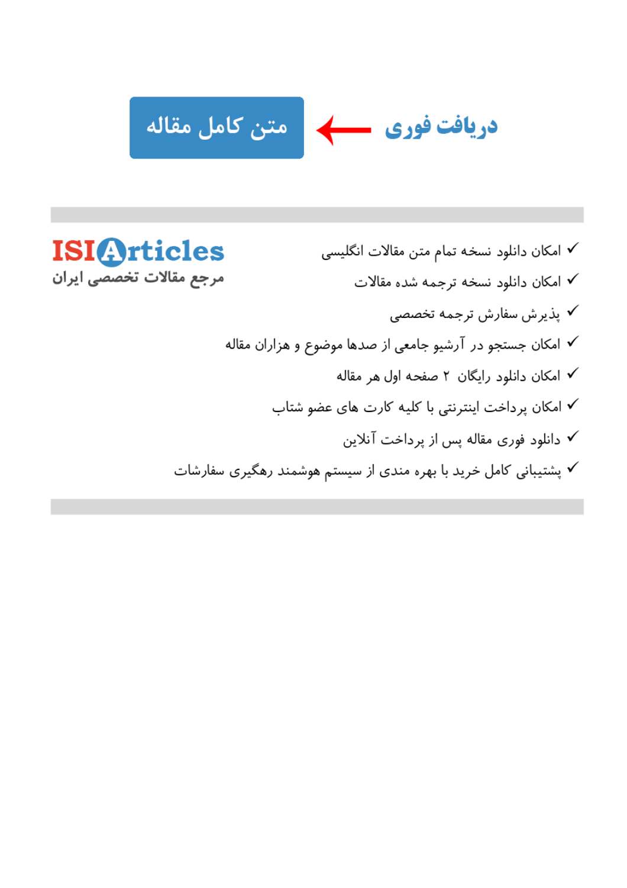دریافت فوری ← متن کامل مقاله

**ISIArticles**
مرجع مقالات تخصصی ایران

- ✓ امکان دانلود نسخه تمام متن مقالات انگلیسی
- ✓ امکان دانلود نسخه ترجمه شده مقالات
- ✓ پذیرش سفارش ترجمه تخصصی
- ✓ امکان جستجو در آرشیو جامعی از صدها موضوع و هزاران مقاله
- ✓ امکان دانلود رایگان ۲ صفحه اول هر مقاله
- ✓ امکان پرداخت اینترنتی با کلیه کارت های عضو شتاب
- ✓ دانلود فوری مقاله پس از پرداخت آنلاین
- ✓ پشتیبانی کامل خرید با بهره مندی از سیستم هوشمند رهگیری سفارشات